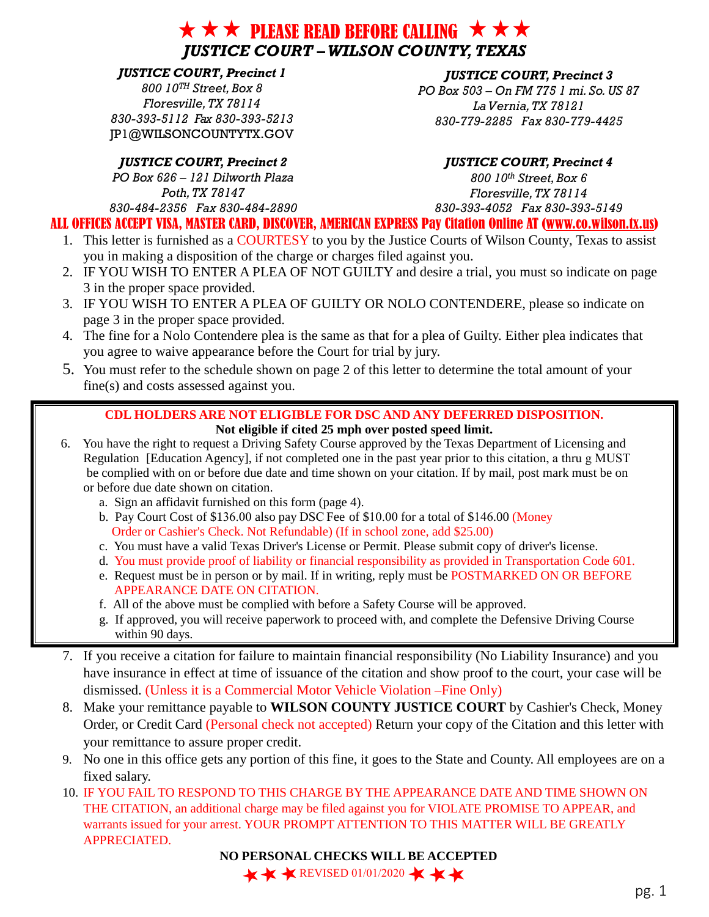# ★ ★ ★ PLEASE READ BEFORE CALLING ★ ★ ★

## *JUSTICE COURT – WILSON COUNTY, TEXAS*

***JUSTICE COURT, Precinct 1***
*800 10TH Street, Box 8*
*Floresville, TX 78114*
*830-393-5112 Fax 830-393-5213*
JP1@WILSONCOUNTYTX.GOV

***JUSTICE COURT, Precinct 2***
*PO Box 626 – 121 Dilworth Plaza*
*Poth, TX 78147*
*830-484-2356 Fax 830-484-2890*

***JUSTICE COURT, Precinct 3***
*PO Box 503 – On FM 775 1 mi. So. US 87*
*La Vernia, TX 78121*
*830-779-2285 Fax 830-779-4425*

***JUSTICE COURT, Precinct 4***
*800 10th Street, Box 6*
*Floresville, TX 78114*
*830-393-4052 Fax 830-393-5149*

**ALL OFFICES ACCEPT VISA, MASTER CARD, DISCOVER, AMERICAN EXPRESS Pay Citation Online AT (www.co.wilson.tx.us)**

1. This letter is furnished as a COURTESY to you by the Justice Courts of Wilson County, Texas to assist you in making a disposition of the charge or charges filed against you.
2. IF YOU WISH TO ENTER A PLEA OF NOT GUILTY and desire a trial, you must so indicate on page 3 in the proper space provided.
3. IF YOU WISH TO ENTER A PLEA OF GUILTY OR NOLO CONTENDERE, please so indicate on page 3 in the proper space provided.
4. The fine for a Nolo Contendere plea is the same as that for a plea of Guilty. Either plea indicates that you agree to waive appearance before the Court for trial by jury.
5. You must refer to the schedule shown on page 2 of this letter to determine the total amount of your fine(s) and costs assessed against you.

**CDL HOLDERS ARE NOT ELIGIBLE FOR DSC AND ANY DEFERRED DISPOSITION.**
**Not eligible if cited 25 mph over posted speed limit.**

6. You have the right to request a Driving Safety Course approved by the Texas Department of Licensing and Regulation [Education Agency], if not completed one in the past year prior to this citation, a thru g MUST be complied with on or before due date and time shown on your citation. If by mail, post mark must be on or before due date shown on citation.
   a. Sign an affidavit furnished on this form (page 4).
   b. Pay Court Cost of $136.00 also pay DSC Fee of $10.00 for a total of $146.00 (Money Order or Cashier's Check. Not Refundable) (If in school zone, add $25.00)
   c. You must have a valid Texas Driver's License or Permit. Please submit copy of driver's license.
   d. You must provide proof of liability or financial responsibility as provided in Transportation Code 601.
   e. Request must be in person or by mail. If in writing, reply must be POSTMARKED ON OR BEFORE APPEARANCE DATE ON CITATION.
   f. All of the above must be complied with before a Safety Course will be approved.
   g. If approved, you will receive paperwork to proceed with, and complete the Defensive Driving Course within 90 days.
7. If you receive a citation for failure to maintain financial responsibility (No Liability Insurance) and you have insurance in effect at time of issuance of the citation and show proof to the court, your case will be dismissed. (Unless it is a Commercial Motor Vehicle Violation –Fine Only)
8. Make your remittance payable to **WILSON COUNTY JUSTICE COURT** by Cashier's Check, Money Order, or Credit Card (Personal check not accepted) Return your copy of the Citation and this letter with your remittance to assure proper credit.
9. No one in this office gets any portion of this fine, it goes to the State and County. All employees are on a fixed salary.
10. IF YOU FAIL TO RESPOND TO THIS CHARGE BY THE APPEARANCE DATE AND TIME SHOWN ON THE CITATION, an additional charge may be filed against you for VIOLATE PROMISE TO APPEAR, and warrants issued for your arrest. YOUR PROMPT ATTENTION TO THIS MATTER WILL BE GREATLY APPRECIATED.

**NO PERSONAL CHECKS WILL BE ACCEPTED**

★ ★ ★ REVISED 01/01/2020 ★ ★ ★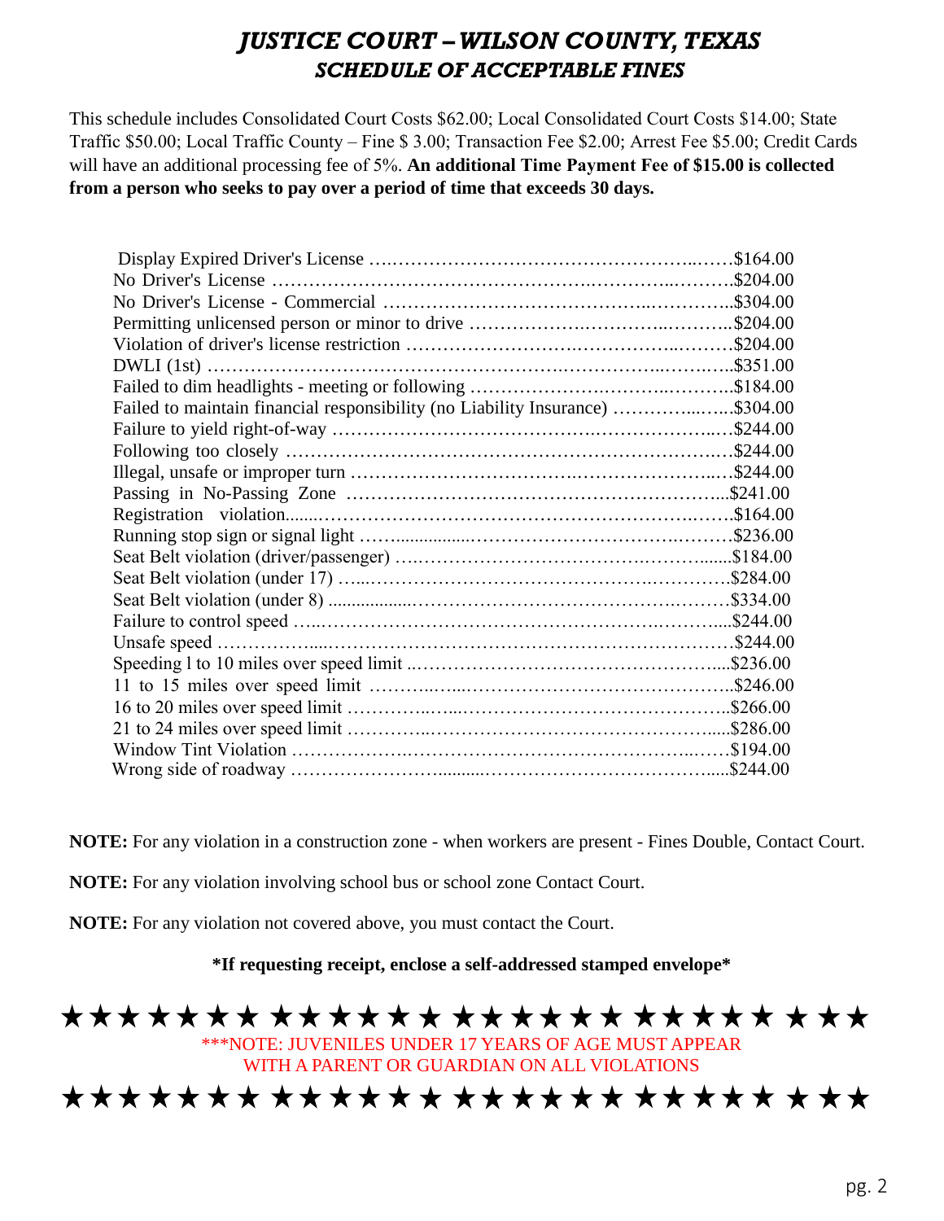# *JUSTICE COURT – WILSON COUNTY, TEXAS*
## *SCHEDULE OF ACCEPTABLE FINES*

This schedule includes Consolidated Court Costs $62.00; Local Consolidated Court Costs $14.00; State Traffic $50.00; Local Traffic County – Fine $ 3.00; Transaction Fee $2.00; Arrest Fee $5.00; Credit Cards will have an additional processing fee of 5%. **An additional Time Payment Fee of $15.00 is collected from a person who seeks to pay over a period of time that exceeds 30 days.**

| Violation | Fine |
|---|---|
| Display Expired Driver's License | $164.00 |
| No Driver's License | $204.00 |
| No Driver's License - Commercial | $304.00 |
| Permitting unlicensed person or minor to drive | $204.00 |
| Violation of driver's license restriction | $204.00 |
| DWLI (1st) | $351.00 |
| Failed to dim headlights - meeting or following | $184.00 |
| Failed to maintain financial responsibility (no Liability Insurance) | $304.00 |
| Failure to yield right-of-way | $244.00 |
| Following too closely | $244.00 |
| Illegal, unsafe or improper turn | $244.00 |
| Passing in No-Passing Zone | $241.00 |
| Registration violation | $164.00 |
| Running stop sign or signal light | $236.00 |
| Seat Belt violation (driver/passenger) | $184.00 |
| Seat Belt violation (under 17) | $284.00 |
| Seat Belt violation (under 8) | $334.00 |
| Failure to control speed | $244.00 |
| Unsafe speed | $244.00 |
| Speeding l to 10 miles over speed limit | $236.00 |
| 11 to 15 miles over speed limit | $246.00 |
| 16 to 20 miles over speed limit | $266.00 |
| 21 to 24 miles over speed limit | $286.00 |
| Window Tint Violation | $194.00 |
| Wrong side of roadway | $244.00 |

**NOTE:** For any violation in a construction zone - when workers are present - Fines Double, Contact Court.

**NOTE:** For any violation involving school bus or school zone Contact Court.

**NOTE:** For any violation not covered above, you must contact the Court.

**\*If requesting receipt, enclose a self-addressed stamped envelope\***

★★★★★★★★★★★★★★★★★★★★★★★★★★★

\*\*\*NOTE: JUVENILES UNDER 17 YEARS OF AGE MUST APPEAR WITH A PARENT OR GUARDIAN ON ALL VIOLATIONS

★★★★★★★★★★★★★★★★★★★★★★★★★★★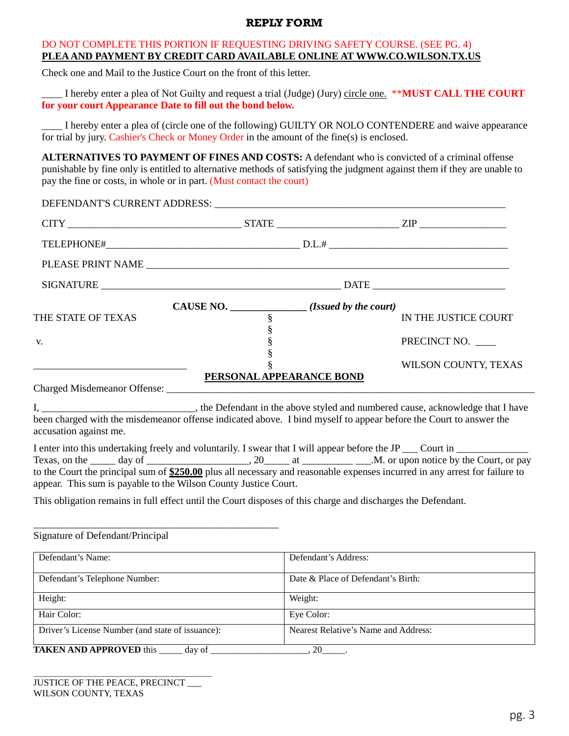## REPLY FORM

DO NOT COMPLETE THIS PORTION IF REQUESTING DRIVING SAFETY COURSE. (SEE PG. 4)

**PLEA AND PAYMENT BY CREDIT CARD AVAILABLE ONLINE AT WWW.CO.WILSON.TX.US**

Check one and Mail to the Justice Court on the front of this letter.

____ I hereby enter a plea of Not Guilty and request a trial (Judge) (Jury) circle one. ****MUST CALL THE COURT for your court Appearance Date to fill out the bond below.**

____ I hereby enter a plea of (circle one of the following) GUILTY OR NOLO CONTENDERE and waive appearance for trial by jury. Cashier's Check or Money Order in the amount of the fine(s) is enclosed.

**ALTERNATIVES TO PAYMENT OF FINES AND COSTS:** A defendant who is convicted of a criminal offense punishable by fine only is entitled to alternative methods of satisfying the judgment against them if they are unable to pay the fine or costs, in whole or in part. (Must contact the court)

DEFENDANT'S CURRENT ADDRESS: ____________________________________________

CITY ______________________ STATE ________________ ZIP ____________

TELEPHONE#__________________________ D.L.# _________________________

PLEASE PRINT NAME ____________________________________________________

SIGNATURE ________________________________ DATE ___________________

**CAUSE NO. ______________ *(Issued by the court)***

| | | |
|---|---|---|
| THE STATE OF TEXAS | § | IN THE JUSTICE COURT |
| | § | |
| v. | § | PRECINCT NO. ____ |
| | § | |
| ______________________________ | § | WILSON COUNTY, TEXAS |

**PERSONAL APPEARANCE BOND**

Charged Misdemeanor Offense: ____________________________________________________

I, ______________________________, the Defendant in the above styled and numbered cause, acknowledge that I have been charged with the misdemeanor offense indicated above. I bind myself to appear before the Court to answer the accusation against me.

I enter into this undertaking freely and voluntarily. I swear that I will appear before the JP ___ Court in ______________ Texas, on the _____ day of ____________________, 20_____ at __________ ___.M. or upon notice by the Court, or pay to the Court the principal sum of **$250.00** plus all necessary and reasonable expenses incurred in any arrest for failure to appear. This sum is payable to the Wilson County Justice Court.

This obligation remains in full effect until the Court disposes of this charge and discharges the Defendant.

______________________________________________

Signature of Defendant/Principal

| | |
|---|---|
| Defendant's Name: | Defendant's Address: |
| Defendant's Telephone Number: | Date & Place of Defendant's Birth: |
| Height: | Weight: |
| Hair Color: | Eye Color: |
| Driver's License Number (and state of issuance): | Nearest Relative's Name and Address: |

**TAKEN AND APPROVED** this _____ day of ____________________, 20_____.

______________________________________

JUSTICE OF THE PEACE, PRECINCT ___
WILSON COUNTY, TEXAS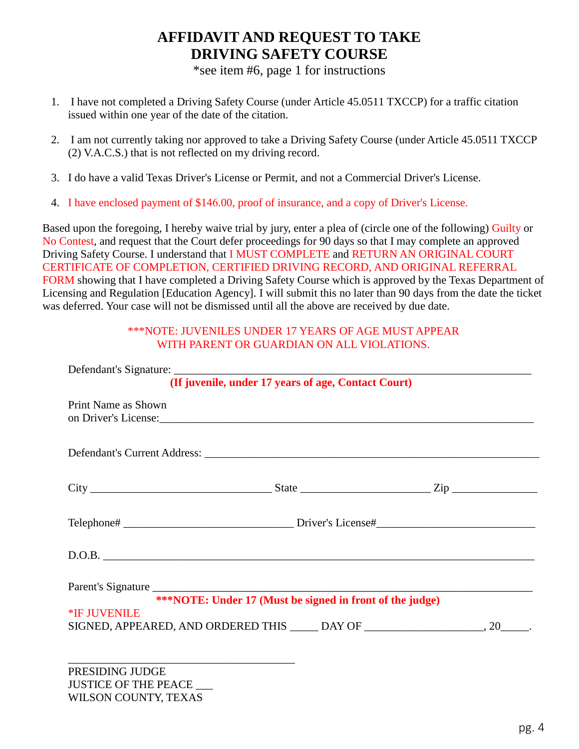# AFFIDAVIT AND REQUEST TO TAKE DRIVING SAFETY COURSE

*see item #6, page 1 for instructions

1. I have not completed a Driving Safety Course (under Article 45.0511 TXCCP) for a traffic citation issued within one year of the date of the citation.
2. I am not currently taking nor approved to take a Driving Safety Course (under Article 45.0511 TXCCP (2) V.A.C.S.) that is not reflected on my driving record.
3. I do have a valid Texas Driver's License or Permit, and not a Commercial Driver's License.
4. I have enclosed payment of $146.00, proof of insurance, and a copy of Driver's License.

Based upon the foregoing, I hereby waive trial by jury, enter a plea of (circle one of the following) Guilty or No Contest, and request that the Court defer proceedings for 90 days so that I may complete an approved Driving Safety Course. I understand that I MUST COMPLETE and RETURN AN ORIGINAL COURT CERTIFICATE OF COMPLETION, CERTIFIED DRIVING RECORD, AND ORIGINAL REFERRAL FORM showing that I have completed a Driving Safety Course which is approved by the Texas Department of Licensing and Regulation [Education Agency]. I will submit this no later than 90 days from the date the ticket was deferred. Your case will not be dismissed until all the above are received by due date.

***NOTE: JUVENILES UNDER 17 YEARS OF AGE MUST APPEAR WITH PARENT OR GUARDIAN ON ALL VIOLATIONS.

Defendant's Signature: ___________________________________________________________

**(If juvenile, under 17 years of age, Contact Court)**

Print Name as Shown
on Driver's License:______________________________________________________________

Defendant's Current Address: _______________________________________________________

City ______________________________ State ______________________ Zip ______________

Telephone# ___________________________ Driver's License#__________________________

D.O.B. ______________________________________________________________________

Parent's Signature ________________________________________________________________

**\*\*\*NOTE: Under 17 (Must be signed in front of the judge)**

*IF JUVENILE
SIGNED, APPEARED, AND ORDERED THIS _____ DAY OF ____________________, 20_____.

_______________________________________

PRESIDING JUDGE
JUSTICE OF THE PEACE ___
WILSON COUNTY, TEXAS